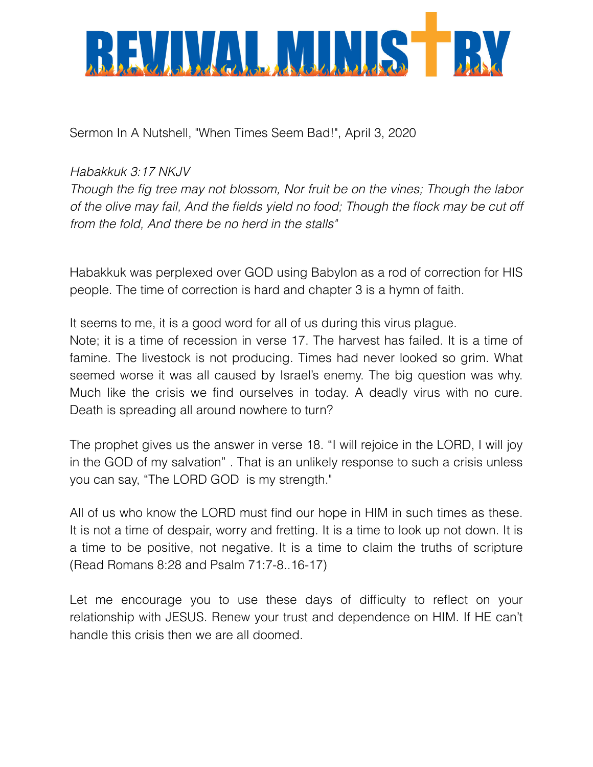# REVIVAL MINISTRY

Sermon In A Nutshell, "When Times Seem Bad!", April 3, 2020

*Habakkuk 3:17 NKJV*

*Though the fig tree may not blossom, Nor fruit be on the vines; Though the labor of the olive may fail, And the fields yield no food; Though the flock may be cut off from the fold, And there be no herd in the stalls"*

Habakkuk was perplexed over GOD using Babylon as a rod of correction for HIS people. The time of correction is hard and chapter 3 is a hymn of faith.

It seems to me, it is a good word for all of us during this virus plague. Note; it is a time of recession in verse 17. The harvest has failed. It is a time of famine. The livestock is not producing. Times had never looked so grim. What seemed worse it was all caused by Israel's enemy. The big question was why. Much like the crisis we find ourselves in today. A deadly virus with no cure. Death is spreading all around nowhere to turn?

The prophet gives us the answer in verse 18. "I will rejoice in the LORD, I will joy in the GOD of my salvation" . That is an unlikely response to such a crisis unless you can say, "The LORD GOD is my strength."

All of us who know the LORD must find our hope in HIM in such times as these. It is not a time of despair, worry and fretting. It is a time to look up not down. It is a time to be positive, not negative. It is a time to claim the truths of scripture (Read Romans 8:28 and Psalm 71:7-8..16-17)

Let me encourage you to use these days of difficulty to reflect on your relationship with JESUS. Renew your trust and dependence on HIM. If HE can't handle this crisis then we are all doomed.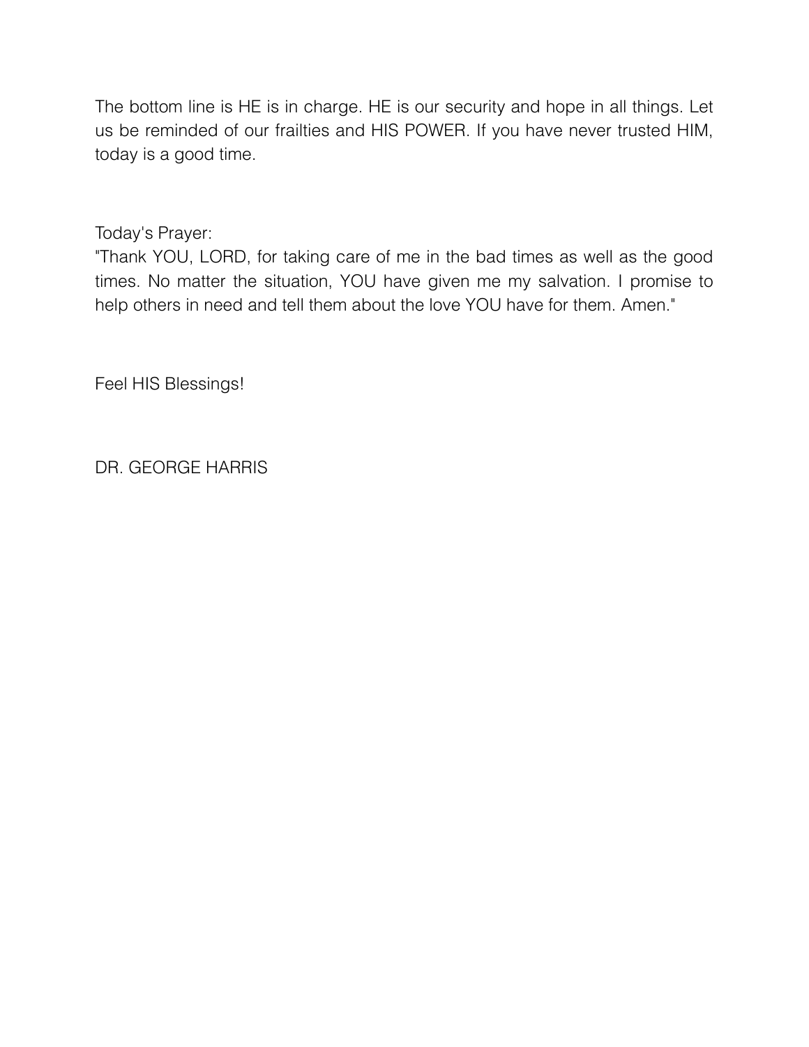The bottom line is HE is in charge. HE is our security and hope in all things. Let us be reminded of our frailties and HIS POWER. If you have never trusted HIM, today is a good time.

Today's Prayer:
"Thank YOU, LORD, for taking care of me in the bad times as well as the good times. No matter the situation, YOU have given me my salvation. I promise to help others in need and tell them about the love YOU have for them. Amen."

Feel HIS Blessings!

DR. GEORGE HARRIS